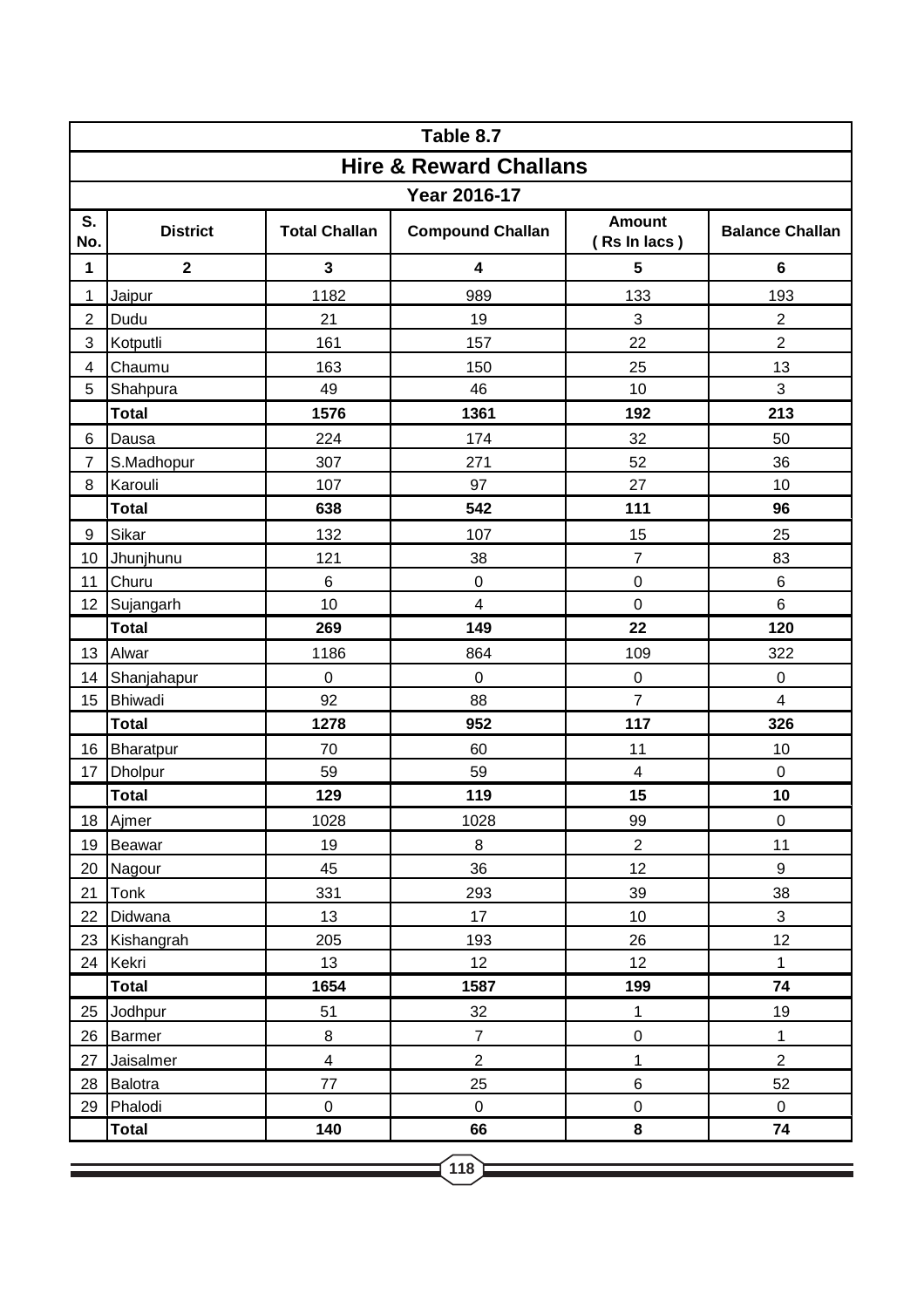## Table 8.7

## Hire & Reward Challans

### Year 2016-17

| S. No. | District | Total Challan | Compound Challan | Amount ( Rs In lacs ) | Balance Challan |
|---|---|---|---|---|---|
| **1** | **2** | **3** | **4** | **5** | **6** |
| 1 | Jaipur | 1182 | 989 | 133 | 193 |
| 2 | Dudu | 21 | 19 | 3 | 2 |
| 3 | Kotputli | 161 | 157 | 22 | 2 |
| 4 | Chaumu | 163 | 150 | 25 | 13 |
| 5 | Shahpura | 49 | 46 | 10 | 3 |
| | **Total** | **1576** | **1361** | **192** | **213** |
| 6 | Dausa | 224 | 174 | 32 | 50 |
| 7 | S.Madhopur | 307 | 271 | 52 | 36 |
| 8 | Karouli | 107 | 97 | 27 | 10 |
| | **Total** | **638** | **542** | **111** | **96** |
| 9 | Sikar | 132 | 107 | 15 | 25 |
| 10 | Jhunjhunu | 121 | 38 | 7 | 83 |
| 11 | Churu | 6 | 0 | 0 | 6 |
| 12 | Sujangarh | 10 | 4 | 0 | 6 |
| | **Total** | **269** | **149** | **22** | **120** |
| 13 | Alwar | 1186 | 864 | 109 | 322 |
| 14 | Shanjahapur | 0 | 0 | 0 | 0 |
| 15 | Bhiwadi | 92 | 88 | 7 | 4 |
| | **Total** | **1278** | **952** | **117** | **326** |
| 16 | Bharatpur | 70 | 60 | 11 | 10 |
| 17 | Dholpur | 59 | 59 | 4 | 0 |
| | **Total** | **129** | **119** | **15** | **10** |
| 18 | Ajmer | 1028 | 1028 | 99 | 0 |
| 19 | Beawar | 19 | 8 | 2 | 11 |
| 20 | Nagour | 45 | 36 | 12 | 9 |
| 21 | Tonk | 331 | 293 | 39 | 38 |
| 22 | Didwana | 13 | 17 | 10 | 3 |
| 23 | Kishangrah | 205 | 193 | 26 | 12 |
| 24 | Kekri | 13 | 12 | 12 | 1 |
| | **Total** | **1654** | **1587** | **199** | **74** |
| 25 | Jodhpur | 51 | 32 | 1 | 19 |
| 26 | Barmer | 8 | 7 | 0 | 1 |
| 27 | Jaisalmer | 4 | 2 | 1 | 2 |
| 28 | Balotra | 77 | 25 | 6 | 52 |
| 29 | Phalodi | 0 | 0 | 0 | 0 |
| | **Total** | **140** | **66** | **8** | **74** |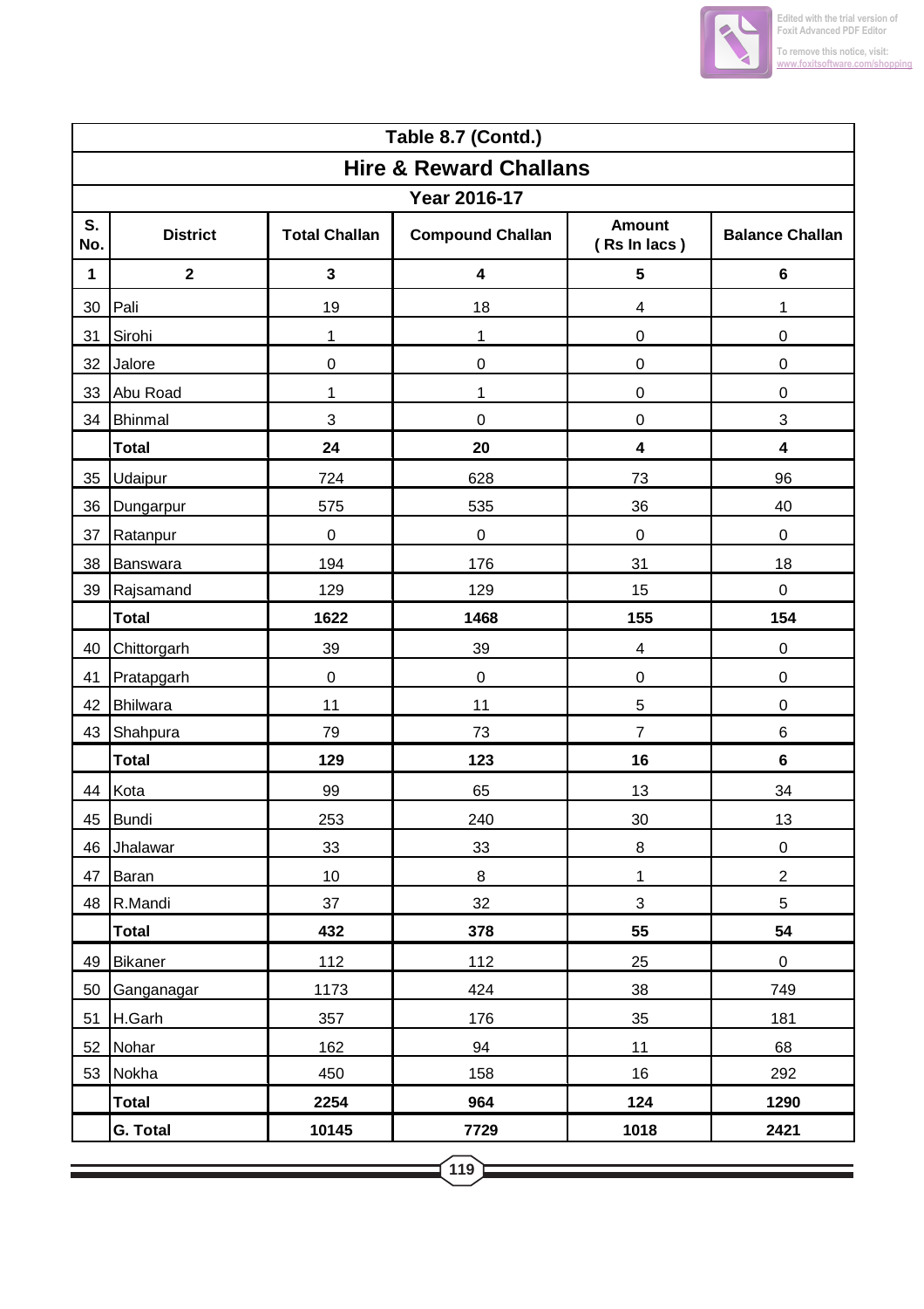## Table 8.7 (Contd.)

## Hire & Reward Challans

### Year 2016-17

| S. No. | District | Total Challan | Compound Challan | Amount ( Rs In lacs ) | Balance Challan |
|---|---|---|---|---|---|
| 1 | 2 | 3 | 4 | 5 | 6 |
| 30 | Pali | 19 | 18 | 4 | 1 |
| 31 | Sirohi | 1 | 1 | 0 | 0 |
| 32 | Jalore | 0 | 0 | 0 | 0 |
| 33 | Abu Road | 1 | 1 | 0 | 0 |
| 34 | Bhinmal | 3 | 0 | 0 | 3 |
| | **Total** | **24** | **20** | **4** | **4** |
| 35 | Udaipur | 724 | 628 | 73 | 96 |
| 36 | Dungarpur | 575 | 535 | 36 | 40 |
| 37 | Ratanpur | 0 | 0 | 0 | 0 |
| 38 | Banswara | 194 | 176 | 31 | 18 |
| 39 | Rajsamand | 129 | 129 | 15 | 0 |
| | **Total** | **1622** | **1468** | **155** | **154** |
| 40 | Chittorgarh | 39 | 39 | 4 | 0 |
| 41 | Pratapgarh | 0 | 0 | 0 | 0 |
| 42 | Bhilwara | 11 | 11 | 5 | 0 |
| 43 | Shahpura | 79 | 73 | 7 | 6 |
| | **Total** | **129** | **123** | **16** | **6** |
| 44 | Kota | 99 | 65 | 13 | 34 |
| 45 | Bundi | 253 | 240 | 30 | 13 |
| 46 | Jhalawar | 33 | 33 | 8 | 0 |
| 47 | Baran | 10 | 8 | 1 | 2 |
| 48 | R.Mandi | 37 | 32 | 3 | 5 |
| | **Total** | **432** | **378** | **55** | **54** |
| 49 | Bikaner | 112 | 112 | 25 | 0 |
| 50 | Ganganagar | 1173 | 424 | 38 | 749 |
| 51 | H.Garh | 357 | 176 | 35 | 181 |
| 52 | Nohar | 162 | 94 | 11 | 68 |
| 53 | Nokha | 450 | 158 | 16 | 292 |
| | **Total** | **2254** | **964** | **124** | **1290** |
| | **G. Total** | **10145** | **7729** | **1018** | **2421** |